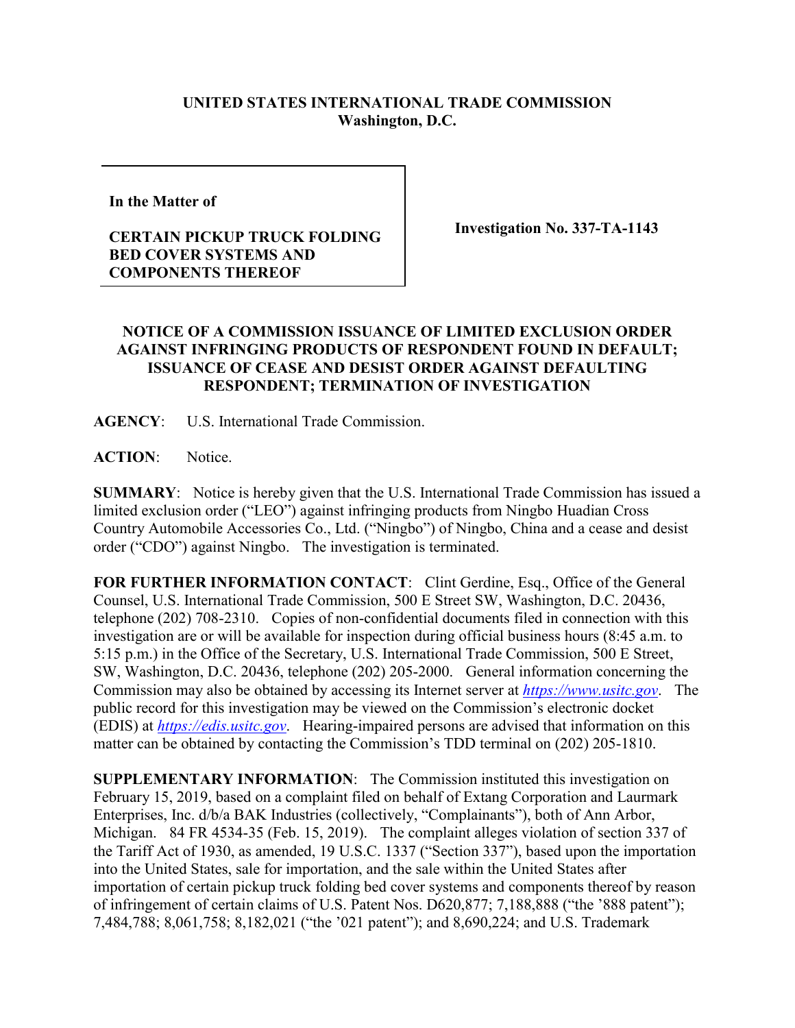**UNITED STATES INTERNATIONAL TRADE COMMISSION**
**Washington, D.C.**

| | |
|---|---|
| **In the Matter of**<br><br>**CERTAIN PICKUP TRUCK FOLDING BED COVER SYSTEMS AND COMPONENTS THEREOF** | **Investigation No. 337-TA-1143** |

**NOTICE OF A COMMISSION ISSUANCE OF LIMITED EXCLUSION ORDER AGAINST INFRINGING PRODUCTS OF RESPONDENT FOUND IN DEFAULT; ISSUANCE OF CEASE AND DESIST ORDER AGAINST DEFAULTING RESPONDENT; TERMINATION OF INVESTIGATION**

**AGENCY**: U.S. International Trade Commission.

**ACTION**: Notice.

**SUMMARY**: Notice is hereby given that the U.S. International Trade Commission has issued a limited exclusion order ("LEO") against infringing products from Ningbo Huadian Cross Country Automobile Accessories Co., Ltd. ("Ningbo") of Ningbo, China and a cease and desist order ("CDO") against Ningbo. The investigation is terminated.

**FOR FURTHER INFORMATION CONTACT**: Clint Gerdine, Esq., Office of the General Counsel, U.S. International Trade Commission, 500 E Street SW, Washington, D.C. 20436, telephone (202) 708-2310. Copies of non-confidential documents filed in connection with this investigation are or will be available for inspection during official business hours (8:45 a.m. to 5:15 p.m.) in the Office of the Secretary, U.S. International Trade Commission, 500 E Street, SW, Washington, D.C. 20436, telephone (202) 205-2000. General information concerning the Commission may also be obtained by accessing its Internet server at *https://www.usitc.gov*. The public record for this investigation may be viewed on the Commission's electronic docket (EDIS) at *https://edis.usitc.gov*. Hearing-impaired persons are advised that information on this matter can be obtained by contacting the Commission's TDD terminal on (202) 205-1810.

**SUPPLEMENTARY INFORMATION**: The Commission instituted this investigation on February 15, 2019, based on a complaint filed on behalf of Extang Corporation and Laurmark Enterprises, Inc. d/b/a BAK Industries (collectively, "Complainants"), both of Ann Arbor, Michigan. 84 FR 4534-35 (Feb. 15, 2019). The complaint alleges violation of section 337 of the Tariff Act of 1930, as amended, 19 U.S.C. 1337 ("Section 337"), based upon the importation into the United States, sale for importation, and the sale within the United States after importation of certain pickup truck folding bed cover systems and components thereof by reason of infringement of certain claims of U.S. Patent Nos. D620,877; 7,188,888 ("the '888 patent"); 7,484,788; 8,061,758; 8,182,021 ("the '021 patent"); and 8,690,224; and U.S. Trademark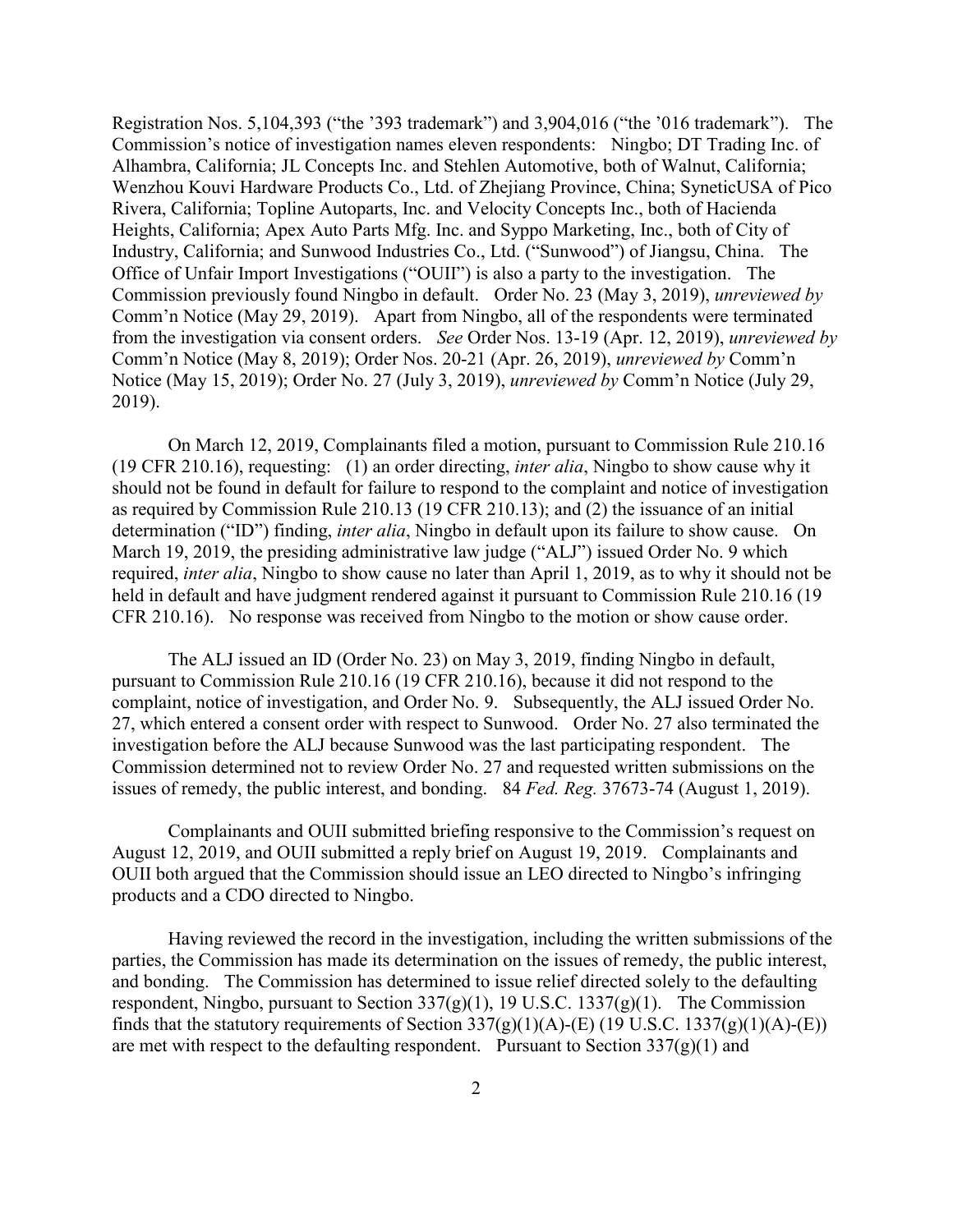Registration Nos. 5,104,393 ("the '393 trademark") and 3,904,016 ("the '016 trademark"). The Commission's notice of investigation names eleven respondents: Ningbo; DT Trading Inc. of Alhambra, California; JL Concepts Inc. and Stehlen Automotive, both of Walnut, California; Wenzhou Kouvi Hardware Products Co., Ltd. of Zhejiang Province, China; SyneticUSA of Pico Rivera, California; Topline Autoparts, Inc. and Velocity Concepts Inc., both of Hacienda Heights, California; Apex Auto Parts Mfg. Inc. and Syppo Marketing, Inc., both of City of Industry, California; and Sunwood Industries Co., Ltd. ("Sunwood") of Jiangsu, China. The Office of Unfair Import Investigations ("OUII") is also a party to the investigation. The Commission previously found Ningbo in default. Order No. 23 (May 3, 2019), *unreviewed by* Comm'n Notice (May 29, 2019). Apart from Ningbo, all of the respondents were terminated from the investigation via consent orders. *See* Order Nos. 13-19 (Apr. 12, 2019), *unreviewed by* Comm'n Notice (May 8, 2019); Order Nos. 20-21 (Apr. 26, 2019), *unreviewed by* Comm'n Notice (May 15, 2019); Order No. 27 (July 3, 2019), *unreviewed by* Comm'n Notice (July 29, 2019).

On March 12, 2019, Complainants filed a motion, pursuant to Commission Rule 210.16 (19 CFR 210.16), requesting: (1) an order directing, *inter alia*, Ningbo to show cause why it should not be found in default for failure to respond to the complaint and notice of investigation as required by Commission Rule 210.13 (19 CFR 210.13); and (2) the issuance of an initial determination ("ID") finding, *inter alia*, Ningbo in default upon its failure to show cause. On March 19, 2019, the presiding administrative law judge ("ALJ") issued Order No. 9 which required, *inter alia*, Ningbo to show cause no later than April 1, 2019, as to why it should not be held in default and have judgment rendered against it pursuant to Commission Rule 210.16 (19 CFR 210.16). No response was received from Ningbo to the motion or show cause order.

The ALJ issued an ID (Order No. 23) on May 3, 2019, finding Ningbo in default, pursuant to Commission Rule 210.16 (19 CFR 210.16), because it did not respond to the complaint, notice of investigation, and Order No. 9. Subsequently, the ALJ issued Order No. 27, which entered a consent order with respect to Sunwood. Order No. 27 also terminated the investigation before the ALJ because Sunwood was the last participating respondent. The Commission determined not to review Order No. 27 and requested written submissions on the issues of remedy, the public interest, and bonding. 84 *Fed. Reg.* 37673-74 (August 1, 2019).

Complainants and OUII submitted briefing responsive to the Commission's request on August 12, 2019, and OUII submitted a reply brief on August 19, 2019. Complainants and OUII both argued that the Commission should issue an LEO directed to Ningbo's infringing products and a CDO directed to Ningbo.

Having reviewed the record in the investigation, including the written submissions of the parties, the Commission has made its determination on the issues of remedy, the public interest, and bonding. The Commission has determined to issue relief directed solely to the defaulting respondent, Ningbo, pursuant to Section 337(g)(1), 19 U.S.C. 1337(g)(1). The Commission finds that the statutory requirements of Section 337(g)(1)(A)-(E) (19 U.S.C. 1337(g)(1)(A)-(E)) are met with respect to the defaulting respondent. Pursuant to Section 337(g)(1) and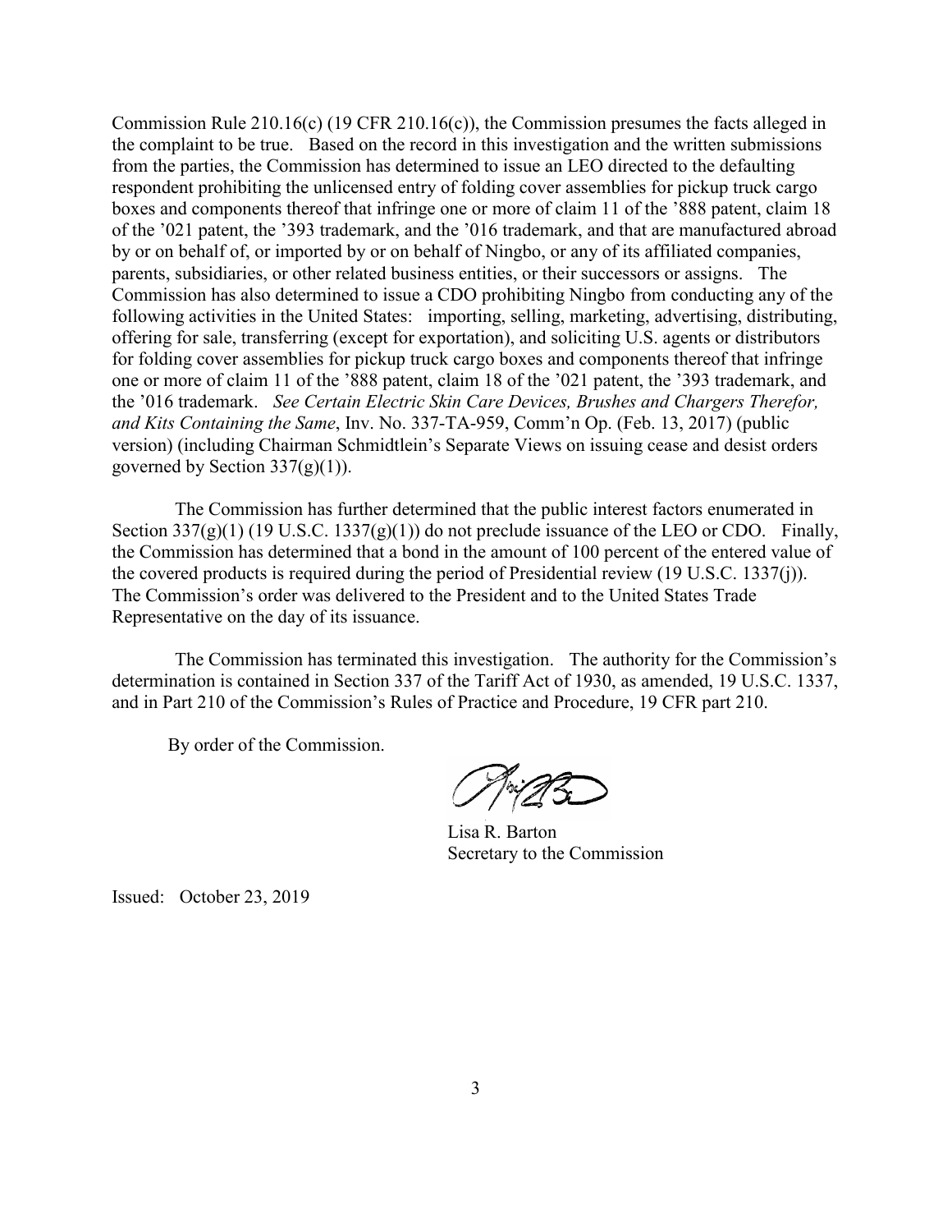Commission Rule 210.16(c) (19 CFR 210.16(c)), the Commission presumes the facts alleged in the complaint to be true. Based on the record in this investigation and the written submissions from the parties, the Commission has determined to issue an LEO directed to the defaulting respondent prohibiting the unlicensed entry of folding cover assemblies for pickup truck cargo boxes and components thereof that infringe one or more of claim 11 of the '888 patent, claim 18 of the '021 patent, the '393 trademark, and the '016 trademark, and that are manufactured abroad by or on behalf of, or imported by or on behalf of Ningbo, or any of its affiliated companies, parents, subsidiaries, or other related business entities, or their successors or assigns. The Commission has also determined to issue a CDO prohibiting Ningbo from conducting any of the following activities in the United States: importing, selling, marketing, advertising, distributing, offering for sale, transferring (except for exportation), and soliciting U.S. agents or distributors for folding cover assemblies for pickup truck cargo boxes and components thereof that infringe one or more of claim 11 of the '888 patent, claim 18 of the '021 patent, the '393 trademark, and the '016 trademark. *See Certain Electric Skin Care Devices, Brushes and Chargers Therefor, and Kits Containing the Same*, Inv. No. 337-TA-959, Comm'n Op. (Feb. 13, 2017) (public version) (including Chairman Schmidtlein's Separate Views on issuing cease and desist orders governed by Section 337(g)(1)).

The Commission has further determined that the public interest factors enumerated in Section 337(g)(1) (19 U.S.C. 1337(g)(1)) do not preclude issuance of the LEO or CDO. Finally, the Commission has determined that a bond in the amount of 100 percent of the entered value of the covered products is required during the period of Presidential review (19 U.S.C. 1337(j)). The Commission's order was delivered to the President and to the United States Trade Representative on the day of its issuance.

The Commission has terminated this investigation. The authority for the Commission's determination is contained in Section 337 of the Tariff Act of 1930, as amended, 19 U.S.C. 1337, and in Part 210 of the Commission's Rules of Practice and Procedure, 19 CFR part 210.

By order of the Commission.

Lisa R. Barton
Secretary to the Commission

Issued: October 23, 2019